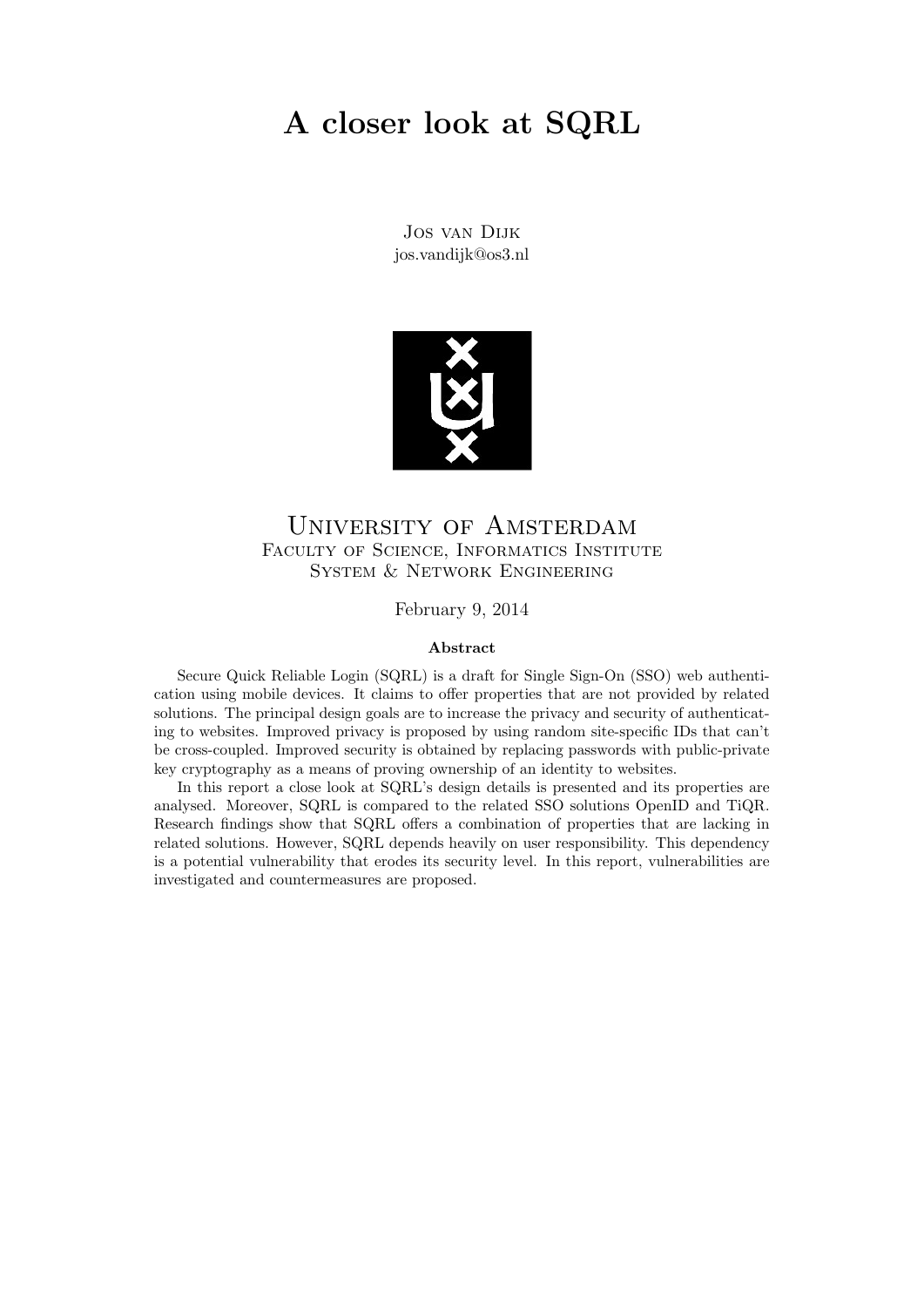# A closer look at SQRL

Jos van Dijk
jos.vandijk@os3.nl

University of Amsterdam
Faculty of Science, Informatics Institute
System & Network Engineering

February 9, 2014

### Abstract

Secure Quick Reliable Login (SQRL) is a draft for Single Sign-On (SSO) web authentication using mobile devices. It claims to offer properties that are not provided by related solutions. The principal design goals are to increase the privacy and security of authenticating to websites. Improved privacy is proposed by using random site-specific IDs that can't be cross-coupled. Improved security is obtained by replacing passwords with public-private key cryptography as a means of proving ownership of an identity to websites.

In this report a close look at SQRL's design details is presented and its properties are analysed. Moreover, SQRL is compared to the related SSO solutions OpenID and TiQR. Research findings show that SQRL offers a combination of properties that are lacking in related solutions. However, SQRL depends heavily on user responsibility. This dependency is a potential vulnerability that erodes its security level. In this report, vulnerabilities are investigated and countermeasures are proposed.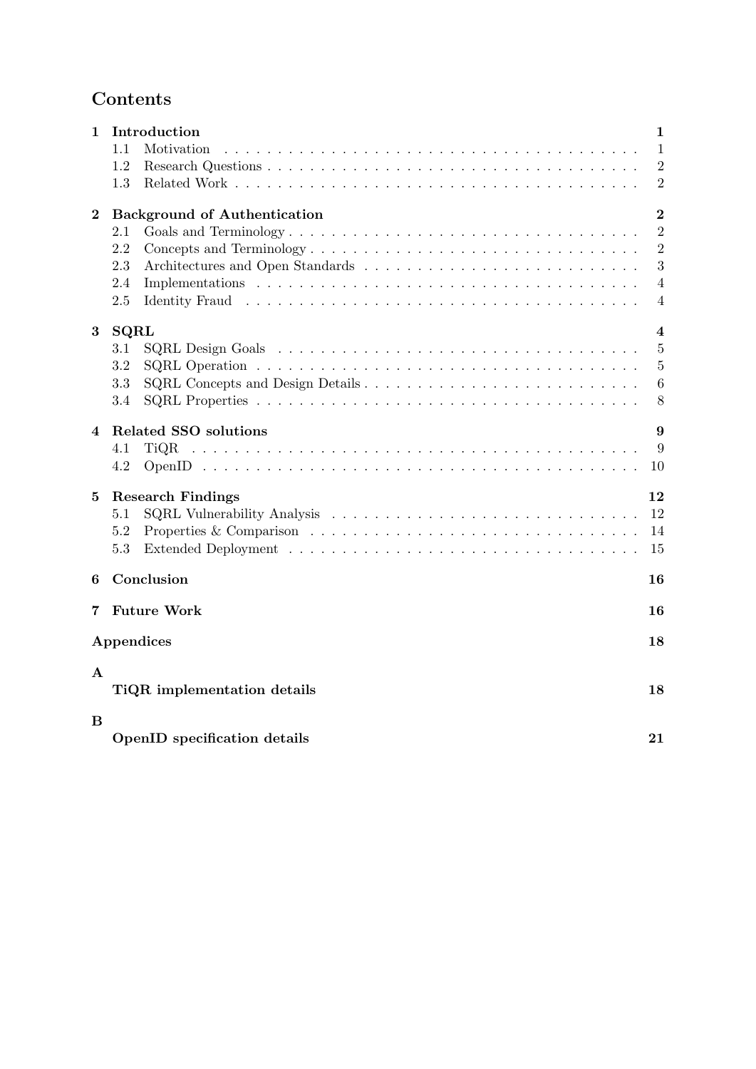# Contents

**1 Introduction** — 1
- 1.1 Motivation — 1
- 1.2 Research Questions — 2
- 1.3 Related Work — 2

**2 Background of Authentication** — 2
- 2.1 Goals and Terminology — 2
- 2.2 Concepts and Terminology — 2
- 2.3 Architectures and Open Standards — 3
- 2.4 Implementations — 4
- 2.5 Identity Fraud — 4

**3 SQRL** — 4
- 3.1 SQRL Design Goals — 5
- 3.2 SQRL Operation — 5
- 3.3 SQRL Concepts and Design Details — 6
- 3.4 SQRL Properties — 8

**4 Related SSO solutions** — 9
- 4.1 TiQR — 9
- 4.2 OpenID — 10

**5 Research Findings** — 12
- 5.1 SQRL Vulnerability Analysis — 12
- 5.2 Properties & Comparison — 14
- 5.3 Extended Deployment — 15

**6 Conclusion** — 16

**7 Future Work** — 16

**Appendices** — 18

**A**
**TiQR implementation details** — 18

**B**
**OpenID specification details** — 21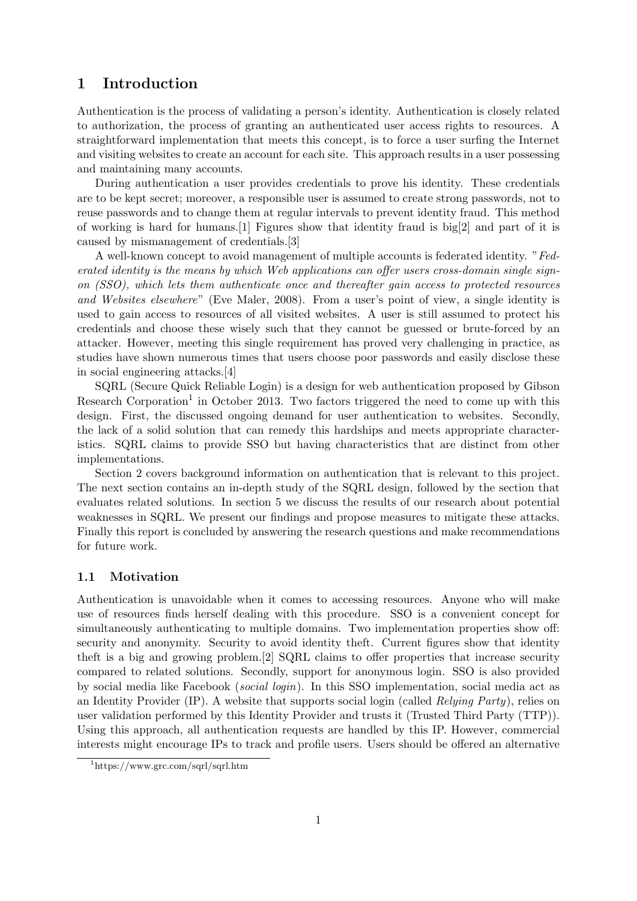# 1 Introduction

Authentication is the process of validating a person's identity. Authentication is closely related to authorization, the process of granting an authenticated user access rights to resources. A straightforward implementation that meets this concept, is to force a user surfing the Internet and visiting websites to create an account for each site. This approach results in a user possessing and maintaining many accounts.

During authentication a user provides credentials to prove his identity. These credentials are to be kept secret; moreover, a responsible user is assumed to create strong passwords, not to reuse passwords and to change them at regular intervals to prevent identity fraud. This method of working is hard for humans.[1] Figures show that identity fraud is big[2] and part of it is caused by mismanagement of credentials.[3]

A well-known concept to avoid management of multiple accounts is federated identity. "*Federated identity is the means by which Web applications can offer users cross-domain single sign-on (SSO), which lets them authenticate once and thereafter gain access to protected resources and Websites elsewhere*" (Eve Maler, 2008). From a user's point of view, a single identity is used to gain access to resources of all visited websites. A user is still assumed to protect his credentials and choose these wisely such that they cannot be guessed or brute-forced by an attacker. However, meeting this single requirement has proved very challenging in practice, as studies have shown numerous times that users choose poor passwords and easily disclose these in social engineering attacks.[4]

SQRL (Secure Quick Reliable Login) is a design for web authentication proposed by Gibson Research Corporation[1] in October 2013. Two factors triggered the need to come up with this design. First, the discussed ongoing demand for user authentication to websites. Secondly, the lack of a solid solution that can remedy this hardships and meets appropriate characteristics. SQRL claims to provide SSO but having characteristics that are distinct from other implementations.

Section 2 covers background information on authentication that is relevant to this project. The next section contains an in-depth study of the SQRL design, followed by the section that evaluates related solutions. In section 5 we discuss the results of our research about potential weaknesses in SQRL. We present our findings and propose measures to mitigate these attacks. Finally this report is concluded by answering the research questions and make recommendations for future work.

## 1.1 Motivation

Authentication is unavoidable when it comes to accessing resources. Anyone who will make use of resources finds herself dealing with this procedure. SSO is a convenient concept for simultaneously authenticating to multiple domains. Two implementation properties show off: security and anonymity. Security to avoid identity theft. Current figures show that identity theft is a big and growing problem.[2] SQRL claims to offer properties that increase security compared to related solutions. Secondly, support for anonymous login. SSO is also provided by social media like Facebook (*social login*). In this SSO implementation, social media act as an Identity Provider (IP). A website that supports social login (called *Relying Party*), relies on user validation performed by this Identity Provider and trusts it (Trusted Third Party (TTP)). Using this approach, all authentication requests are handled by this IP. However, commercial interests might encourage IPs to track and profile users. Users should be offered an alternative

[1] https://www.grc.com/sqrl/sqrl.htm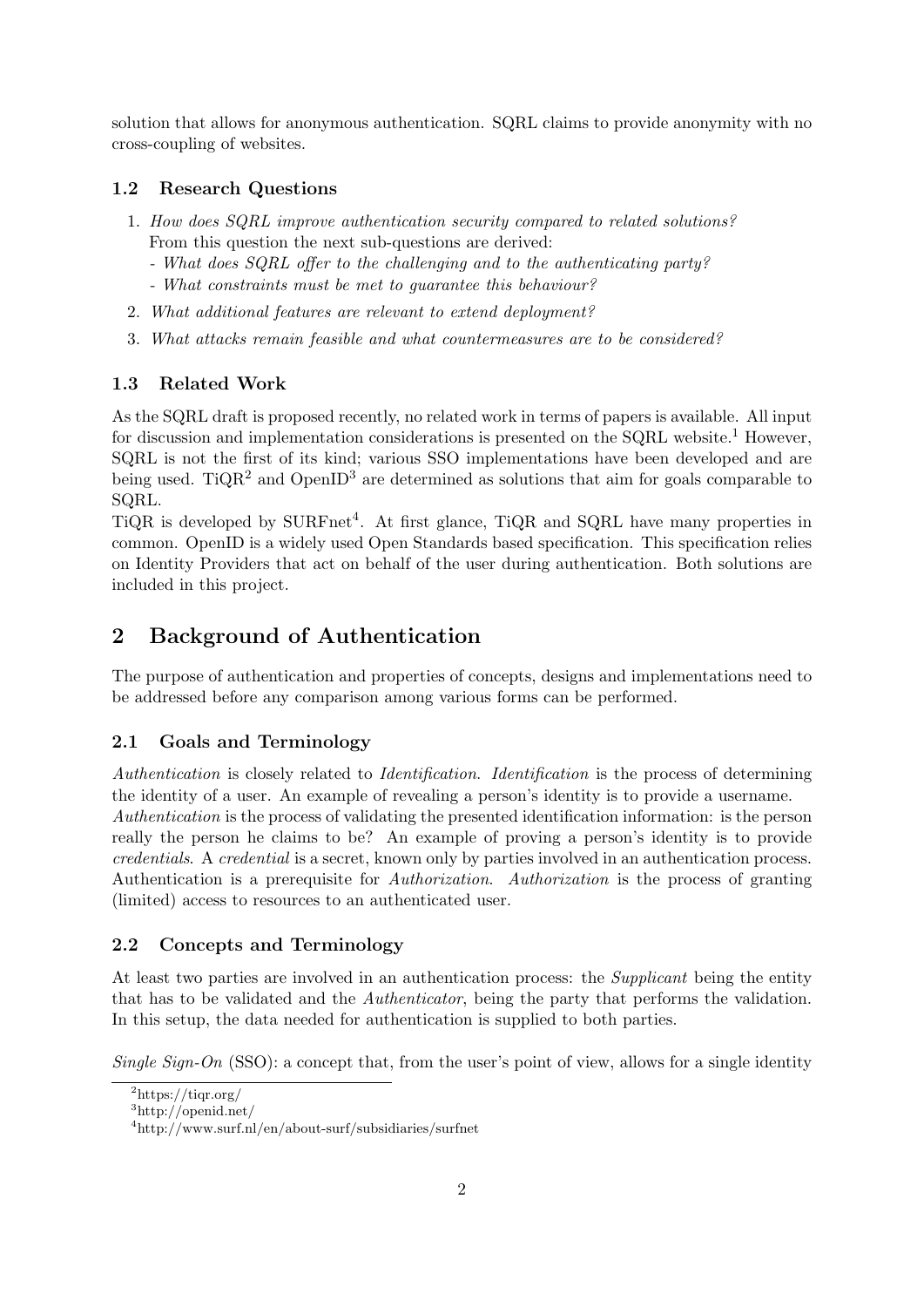solution that allows for anonymous authentication. SQRL claims to provide anonymity with no cross-coupling of websites.

### 1.2 Research Questions

1. *How does SQRL improve authentication security compared to related solutions?*
   From this question the next sub-questions are derived:
   - *What does SQRL offer to the challenging and to the authenticating party?*
   - *What constraints must be met to guarantee this behaviour?*
2. *What additional features are relevant to extend deployment?*
3. *What attacks remain feasible and what countermeasures are to be considered?*

### 1.3 Related Work

As the SQRL draft is proposed recently, no related work in terms of papers is available. All input for discussion and implementation considerations is presented on the SQRL website.[1] However, SQRL is not the first of its kind; various SSO implementations have been developed and are being used. TiQR[2] and OpenID[3] are determined as solutions that aim for goals comparable to SQRL.

TiQR is developed by SURFnet[4]. At first glance, TiQR and SQRL have many properties in common. OpenID is a widely used Open Standards based specification. This specification relies on Identity Providers that act on behalf of the user during authentication. Both solutions are included in this project.

## 2 Background of Authentication

The purpose of authentication and properties of concepts, designs and implementations need to be addressed before any comparison among various forms can be performed.

### 2.1 Goals and Terminology

*Authentication* is closely related to *Identification*. *Identification* is the process of determining the identity of a user. An example of revealing a person's identity is to provide a username.
*Authentication* is the process of validating the presented identification information: is the person really the person he claims to be? An example of proving a person's identity is to provide *credentials*. A *credential* is a secret, known only by parties involved in an authentication process. Authentication is a prerequisite for *Authorization*. *Authorization* is the process of granting (limited) access to resources to an authenticated user.

### 2.2 Concepts and Terminology

At least two parties are involved in an authentication process: the *Supplicant* being the entity that has to be validated and the *Authenticator*, being the party that performs the validation. In this setup, the data needed for authentication is supplied to both parties.

*Single Sign-On* (SSO): a concept that, from the user's point of view, allows for a single identity

[2] https://tiqr.org/
[3] http://openid.net/
[4] http://www.surf.nl/en/about-surf/subsidiaries/surfnet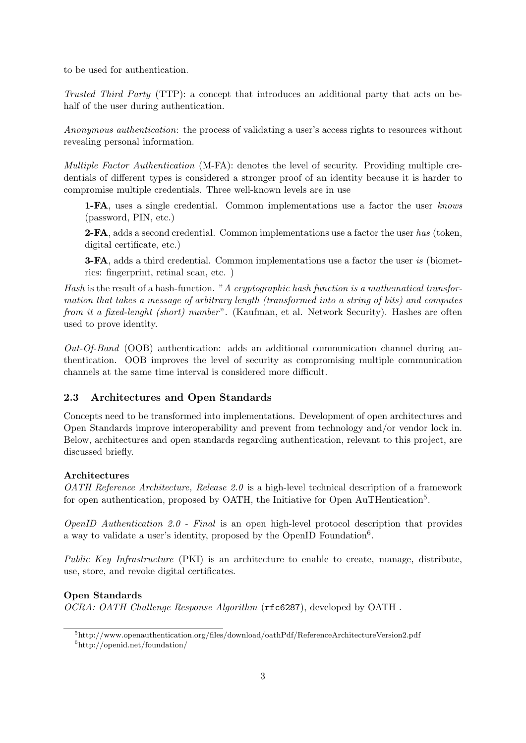to be used for authentication.

*Trusted Third Party* (TTP): a concept that introduces an additional party that acts on behalf of the user during authentication.

*Anonymous authentication*: the process of validating a user's access rights to resources without revealing personal information.

*Multiple Factor Authentication* (M-FA): denotes the level of security. Providing multiple credentials of different types is considered a stronger proof of an identity because it is harder to compromise multiple credentials. Three well-known levels are in use

**1-FA**, uses a single credential. Common implementations use a factor the user *knows* (password, PIN, etc.)

**2-FA**, adds a second credential. Common implementations use a factor the user *has* (token, digital certificate, etc.)

**3-FA**, adds a third credential. Common implementations use a factor the user *is* (biometrics: fingerprint, retinal scan, etc. )

*Hash* is the result of a hash-function. "*A cryptographic hash function is a mathematical transformation that takes a message of arbitrary length (transformed into a string of bits) and computes from it a fixed-lenght (short) number*". (Kaufman, et al. Network Security). Hashes are often used to prove identity.

*Out-Of-Band* (OOB) authentication: adds an additional communication channel during authentication. OOB improves the level of security as compromising multiple communication channels at the same time interval is considered more difficult.

### 2.3 Architectures and Open Standards

Concepts need to be transformed into implementations. Development of open architectures and Open Standards improve interoperability and prevent from technology and/or vendor lock in. Below, architectures and open standards regarding authentication, relevant to this project, are discussed briefly.

**Architectures**

*OATH Reference Architecture, Release 2.0* is a high-level technical description of a framework for open authentication, proposed by OATH, the Initiative for Open AuTHentication[5].

*OpenID Authentication 2.0 - Final* is an open high-level protocol description that provides a way to validate a user's identity, proposed by the OpenID Foundation[6].

*Public Key Infrastructure* (PKI) is an architecture to enable to create, manage, distribute, use, store, and revoke digital certificates.

**Open Standards**

*OCRA: OATH Challenge Response Algorithm* (`rfc6287`), developed by OATH .

[5] http://www.openauthentication.org/files/download/oathPdf/ReferenceArchitectureVersion2.pdf

[6] http://openid.net/foundation/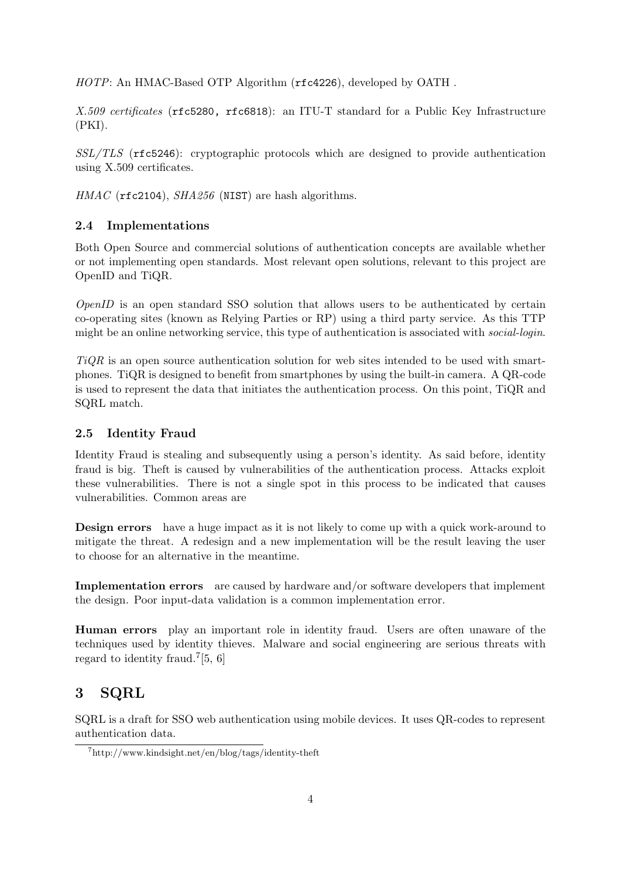*HOTP*: An HMAC-Based OTP Algorithm (`rfc4226`), developed by OATH .

*X.509 certificates* (`rfc5280, rfc6818`): an ITU-T standard for a Public Key Infrastructure (PKI).

*SSL/TLS* (`rfc5246`): cryptographic protocols which are designed to provide authentication using X.509 certificates.

*HMAC* (`rfc2104`), *SHA256* (`NIST`) are hash algorithms.

### 2.4 Implementations

Both Open Source and commercial solutions of authentication concepts are available whether or not implementing open standards. Most relevant open solutions, relevant to this project are OpenID and TiQR.

*OpenID* is an open standard SSO solution that allows users to be authenticated by certain co-operating sites (known as Relying Parties or RP) using a third party service. As this TTP might be an online networking service, this type of authentication is associated with *social-login*.

*TiQR* is an open source authentication solution for web sites intended to be used with smartphones. TiQR is designed to benefit from smartphones by using the built-in camera. A QR-code is used to represent the data that initiates the authentication process. On this point, TiQR and SQRL match.

### 2.5 Identity Fraud

Identity Fraud is stealing and subsequently using a person's identity. As said before, identity fraud is big. Theft is caused by vulnerabilities of the authentication process. Attacks exploit these vulnerabilities. There is not a single spot in this process to be indicated that causes vulnerabilities. Common areas are

**Design errors** have a huge impact as it is not likely to come up with a quick work-around to mitigate the threat. A redesign and a new implementation will be the result leaving the user to choose for an alternative in the meantime.

**Implementation errors** are caused by hardware and/or software developers that implement the design. Poor input-data validation is a common implementation error.

**Human errors** play an important role in identity fraud. Users are often unaware of the techniques used by identity thieves. Malware and social engineering are serious threats with regard to identity fraud.[7][5, 6]

## 3 SQRL

SQRL is a draft for SSO web authentication using mobile devices. It uses QR-codes to represent authentication data.

[7] http://www.kindsight.net/en/blog/tags/identity-theft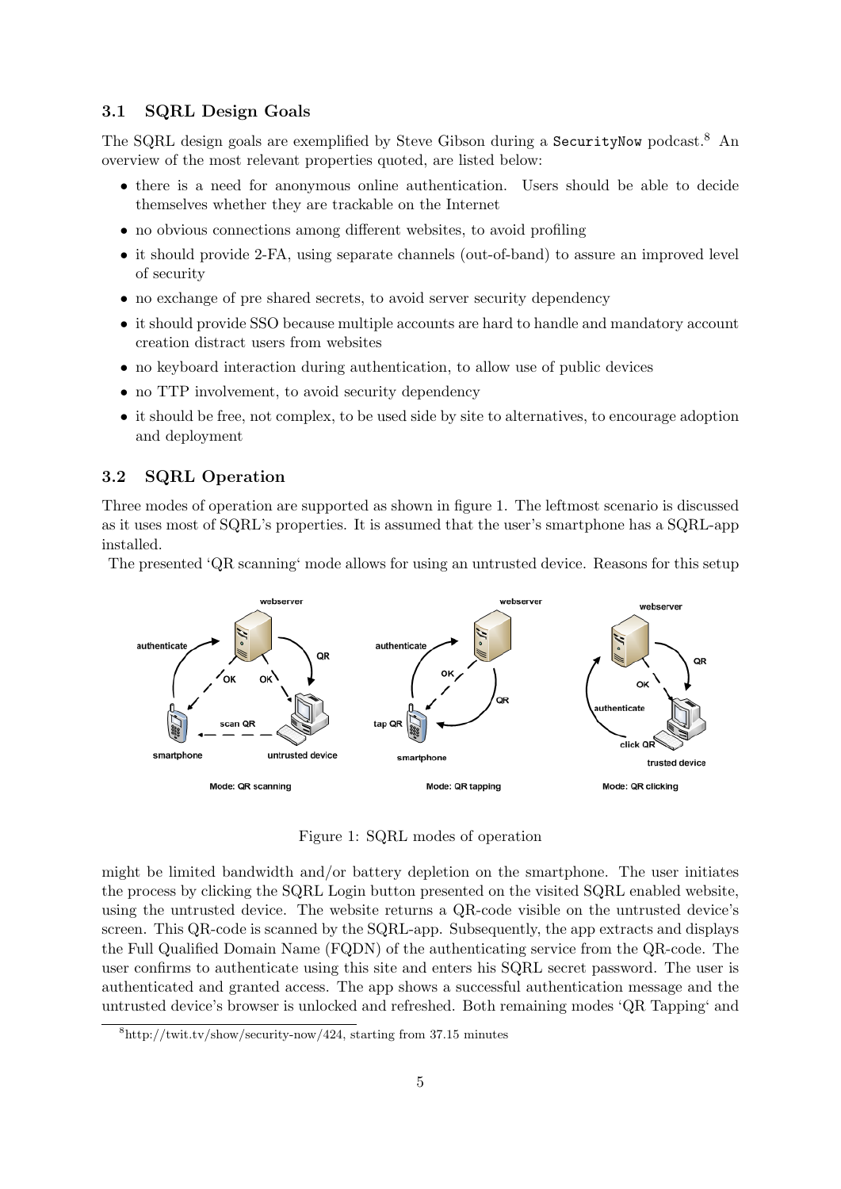### 3.1 SQRL Design Goals

The SQRL design goals are exemplified by Steve Gibson during a `SecurityNow` podcast.[8] An overview of the most relevant properties quoted, are listed below:

- there is a need for anonymous online authentication. Users should be able to decide themselves whether they are trackable on the Internet
- no obvious connections among different websites, to avoid profiling
- it should provide 2-FA, using separate channels (out-of-band) to assure an improved level of security
- no exchange of pre shared secrets, to avoid server security dependency
- it should provide SSO because multiple accounts are hard to handle and mandatory account creation distract users from websites
- no keyboard interaction during authentication, to allow use of public devices
- no TTP involvement, to avoid security dependency
- it should be free, not complex, to be used side by site to alternatives, to encourage adoption and deployment

### 3.2 SQRL Operation

Three modes of operation are supported as shown in figure 1. The leftmost scenario is discussed as it uses most of SQRL's properties. It is assumed that the user's smartphone has a SQRL-app installed.

The presented 'QR scanning' mode allows for using an untrusted device. Reasons for this setup

webserver
authenticate
QR
OK
OK
scan QR
smartphone
untrusted device
Mode: QR scanning

webserver
authenticate
OK
QR
tap QR
smartphone
Mode: QR tapping

webserver
QR
OK
authenticate
click QR
trusted device
Mode: QR clicking

Figure 1: SQRL modes of operation

might be limited bandwidth and/or battery depletion on the smartphone. The user initiates the process by clicking the SQRL Login button presented on the visited SQRL enabled website, using the untrusted device. The website returns a QR-code visible on the untrusted device's screen. This QR-code is scanned by the SQRL-app. Subsequently, the app extracts and displays the Full Qualified Domain Name (FQDN) of the authenticating service from the QR-code. The user confirms to authenticate using this site and enters his SQRL secret password. The user is authenticated and granted access. The app shows a successful authentication message and the untrusted device's browser is unlocked and refreshed. Both remaining modes 'QR Tapping' and

[8] http://twit.tv/show/security-now/424, starting from 37.15 minutes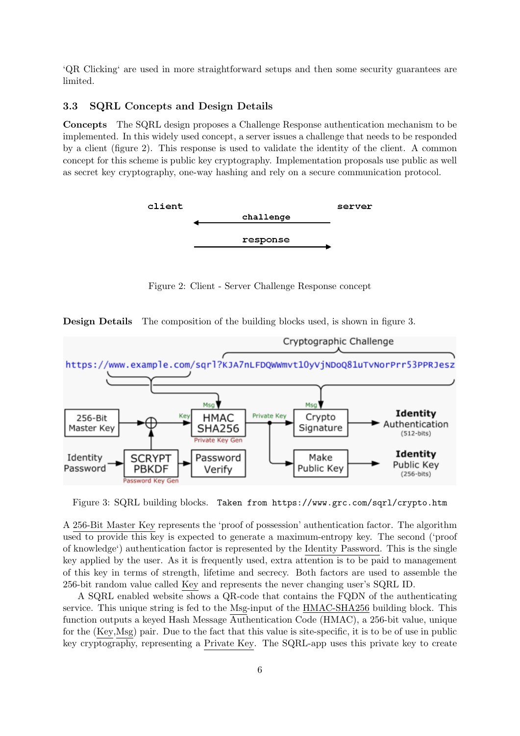'QR Clicking' are used in more straightforward setups and then some security guarantees are limited.

### 3.3 SQRL Concepts and Design Details

**Concepts** The SQRL design proposes a Challenge Response authentication mechanism to be implemented. In this widely used concept, a server issues a challenge that needs to be responded by a client (figure 2). This response is used to validate the identity of the client. A common concept for this scheme is public key cryptography. Implementation proposals use public as well as secret key cryptography, one-way hashing and rely on a secure communication protocol.

Figure 2: Client - Server Challenge Response concept

**Design Details** The composition of the building blocks used, is shown in figure 3.

Figure 3: SQRL building blocks. Taken from `https://www.grc.com/sqrl/crypto.htm`

A 256-Bit Master Key represents the 'proof of possession' authentication factor. The algorithm used to provide this key is expected to generate a maximum-entropy key. The second ('proof of knowledge') authentication factor is represented by the Identity Password. This is the single key applied by the user. As it is frequently used, extra attention is to be paid to management of this key in terms of strength, lifetime and secrecy. Both factors are used to assemble the 256-bit random value called Key and represents the never changing user's SQRL ID.

A SQRL enabled website shows a QR-code that contains the FQDN of the authenticating service. This unique string is fed to the Msg-input of the HMAC-SHA256 building block. This function outputs a keyed Hash Message Authentication Code (HMAC), a 256-bit value, unique for the (Key,Msg) pair. Due to the fact that this value is site-specific, it is to be of use in public key cryptography, representing a Private Key. The SQRL-app uses this private key to create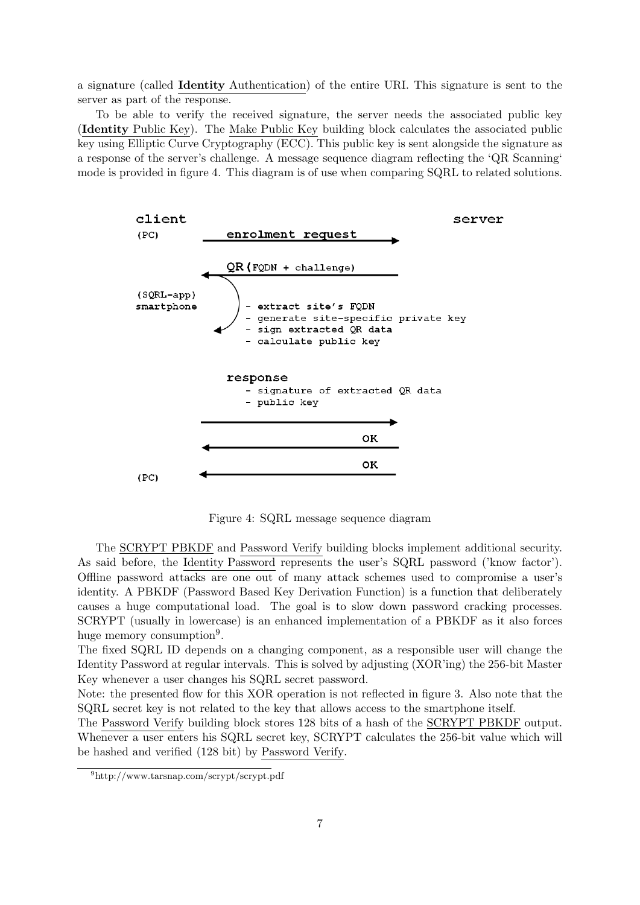a signature (called **Identity** Authentication) of the entire URI. This signature is sent to the server as part of the response.

To be able to verify the received signature, the server needs the associated public key (**Identity** Public Key). The Make Public Key building block calculates the associated public key using Elliptic Curve Cryptography (ECC). This public key is sent alongside the signature as a response of the server's challenge. A message sequence diagram reflecting the 'QR Scanning' mode is provided in figure 4. This diagram is of use when comparing SQRL to related solutions.

client
(PC)
server
enrolment request
QR (FQDN + challenge)
(SQRL-app)
smartphone
- extract site's FQDN
- generate site-specific private key
- sign extracted QR data
- calculate public key
response
- signature of extracted QR data
- public key
OK
OK
(PC)

Figure 4: SQRL message sequence diagram

The SCRYPT PBKDF and Password Verify building blocks implement additional security. As said before, the Identity Password represents the user's SQRL password ('know factor'). Offline password attacks are one out of many attack schemes used to compromise a user's identity. A PBKDF (Password Based Key Derivation Function) is a function that deliberately causes a huge computational load. The goal is to slow down password cracking processes. SCRYPT (usually in lowercase) is an enhanced implementation of a PBKDF as it also forces huge memory consumption[9].

The fixed SQRL ID depends on a changing component, as a responsible user will change the Identity Password at regular intervals. This is solved by adjusting (XOR'ing) the 256-bit Master Key whenever a user changes his SQRL secret password.

Note: the presented flow for this XOR operation is not reflected in figure 3. Also note that the SQRL secret key is not related to the key that allows access to the smartphone itself.

The Password Verify building block stores 128 bits of a hash of the SCRYPT PBKDF output. Whenever a user enters his SQRL secret key, SCRYPT calculates the 256-bit value which will be hashed and verified (128 bit) by Password Verify.

[9]http://www.tarsnap.com/scrypt/scrypt.pdf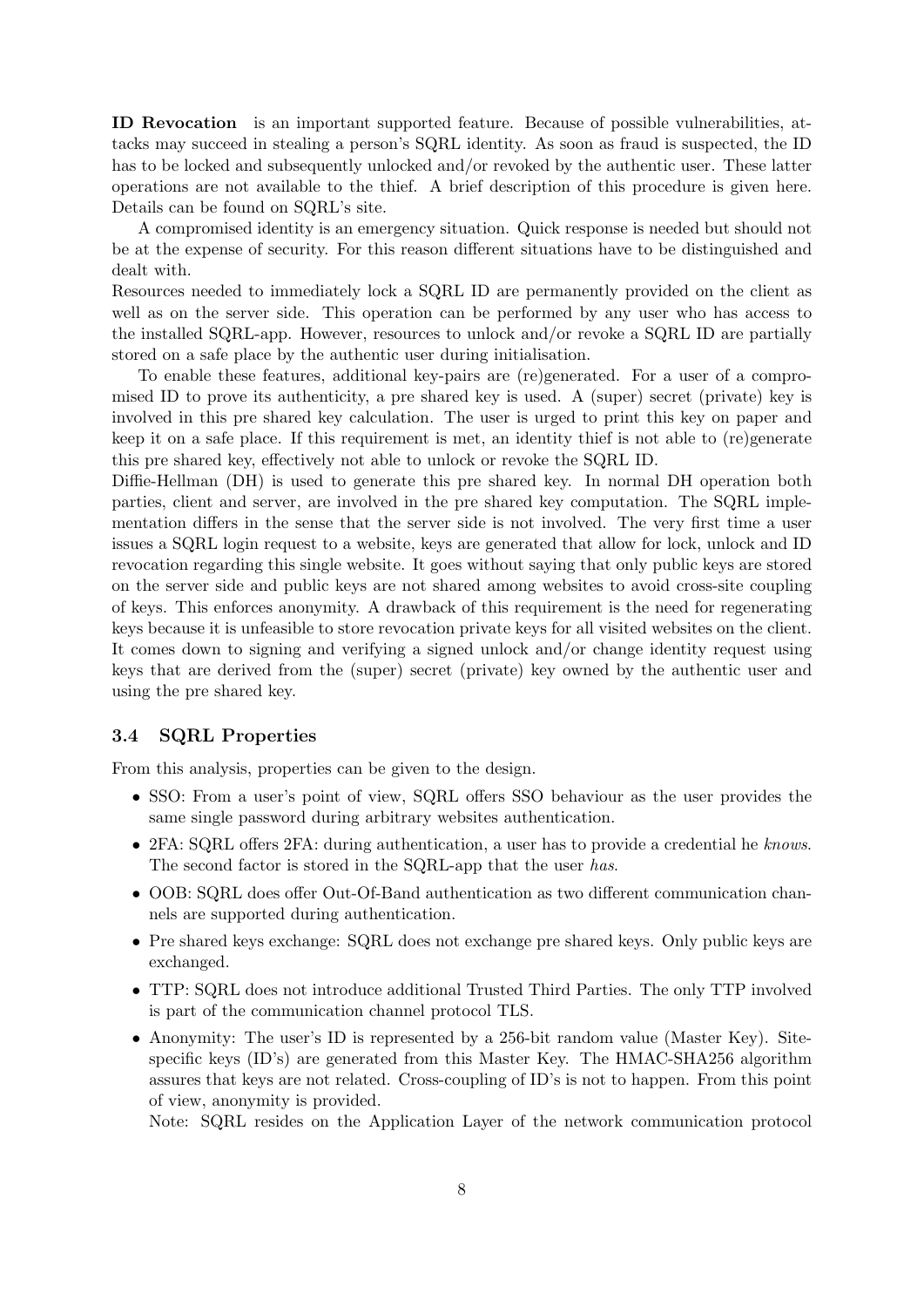**ID Revocation** is an important supported feature. Because of possible vulnerabilities, attacks may succeed in stealing a person's SQRL identity. As soon as fraud is suspected, the ID has to be locked and subsequently unlocked and/or revoked by the authentic user. These latter operations are not available to the thief. A brief description of this procedure is given here. Details can be found on SQRL's site.

A compromised identity is an emergency situation. Quick response is needed but should not be at the expense of security. For this reason different situations have to be distinguished and dealt with.

Resources needed to immediately lock a SQRL ID are permanently provided on the client as well as on the server side. This operation can be performed by any user who has access to the installed SQRL-app. However, resources to unlock and/or revoke a SQRL ID are partially stored on a safe place by the authentic user during initialisation.

To enable these features, additional key-pairs are (re)generated. For a user of a compromised ID to prove its authenticity, a pre shared key is used. A (super) secret (private) key is involved in this pre shared key calculation. The user is urged to print this key on paper and keep it on a safe place. If this requirement is met, an identity thief is not able to (re)generate this pre shared key, effectively not able to unlock or revoke the SQRL ID.

Diffie-Hellman (DH) is used to generate this pre shared key. In normal DH operation both parties, client and server, are involved in the pre shared key computation. The SQRL implementation differs in the sense that the server side is not involved. The very first time a user issues a SQRL login request to a website, keys are generated that allow for lock, unlock and ID revocation regarding this single website. It goes without saying that only public keys are stored on the server side and public keys are not shared among websites to avoid cross-site coupling of keys. This enforces anonymity. A drawback of this requirement is the need for regenerating keys because it is unfeasible to store revocation private keys for all visited websites on the client. It comes down to signing and verifying a signed unlock and/or change identity request using keys that are derived from the (super) secret (private) key owned by the authentic user and using the pre shared key.

### 3.4 SQRL Properties

From this analysis, properties can be given to the design.

- SSO: From a user's point of view, SQRL offers SSO behaviour as the user provides the same single password during arbitrary websites authentication.
- 2FA: SQRL offers 2FA: during authentication, a user has to provide a credential he *knows*. The second factor is stored in the SQRL-app that the user *has*.
- OOB: SQRL does offer Out-Of-Band authentication as two different communication channels are supported during authentication.
- Pre shared keys exchange: SQRL does not exchange pre shared keys. Only public keys are exchanged.
- TTP: SQRL does not introduce additional Trusted Third Parties. The only TTP involved is part of the communication channel protocol TLS.
- Anonymity: The user's ID is represented by a 256-bit random value (Master Key). Site-specific keys (ID's) are generated from this Master Key. The HMAC-SHA256 algorithm assures that keys are not related. Cross-coupling of ID's is not to happen. From this point of view, anonymity is provided.

  Note: SQRL resides on the Application Layer of the network communication protocol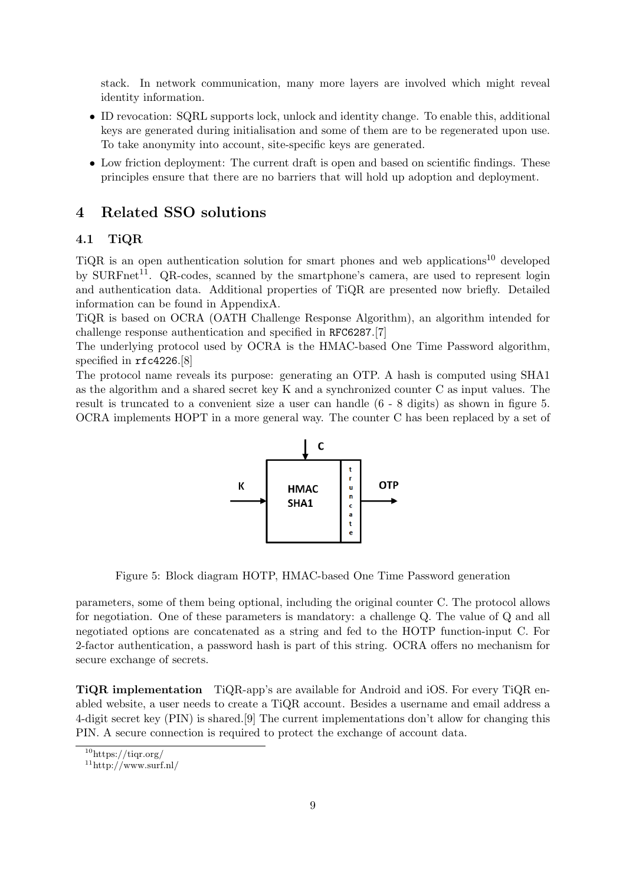stack. In network communication, many more layers are involved which might reveal identity information.

- ID revocation: SQRL supports lock, unlock and identity change. To enable this, additional keys are generated during initialisation and some of them are to be regenerated upon use. To take anonymity into account, site-specific keys are generated.
- Low friction deployment: The current draft is open and based on scientific findings. These principles ensure that there are no barriers that will hold up adoption and deployment.

# 4 Related SSO solutions

## 4.1 TiQR

TiQR is an open authentication solution for smart phones and web applications[10] developed by SURFnet[11]. QR-codes, scanned by the smartphone's camera, are used to represent login and authentication data. Additional properties of TiQR are presented now briefly. Detailed information can be found in AppendixA.

TiQR is based on OCRA (OATH Challenge Response Algorithm), an algorithm intended for challenge response authentication and specified in `RFC6287`.[7]

The underlying protocol used by OCRA is the HMAC-based One Time Password algorithm, specified in `rfc4226`.[8]

The protocol name reveals its purpose: generating an OTP. A hash is computed using SHA1 as the algorithm and a shared secret key K and a synchronized counter C as input values. The result is truncated to a convenient size a user can handle (6 - 8 digits) as shown in figure 5. OCRA implements HOPT in a more general way. The counter C has been replaced by a set of

C

K

HMAC
SHA1

truncate

OTP

Figure 5: Block diagram HOTP, HMAC-based One Time Password generation

parameters, some of them being optional, including the original counter C. The protocol allows for negotiation. One of these parameters is mandatory: a challenge Q. The value of Q and all negotiated options are concatenated as a string and fed to the HOTP function-input C. For 2-factor authentication, a password hash is part of this string. OCRA offers no mechanism for secure exchange of secrets.

**TiQR implementation** TiQR-app's are available for Android and iOS. For every TiQR enabled website, a user needs to create a TiQR account. Besides a username and email address a 4-digit secret key (PIN) is shared.[9] The current implementations don't allow for changing this PIN. A secure connection is required to protect the exchange of account data.

[10] https://tiqr.org/

[11] http://www.surf.nl/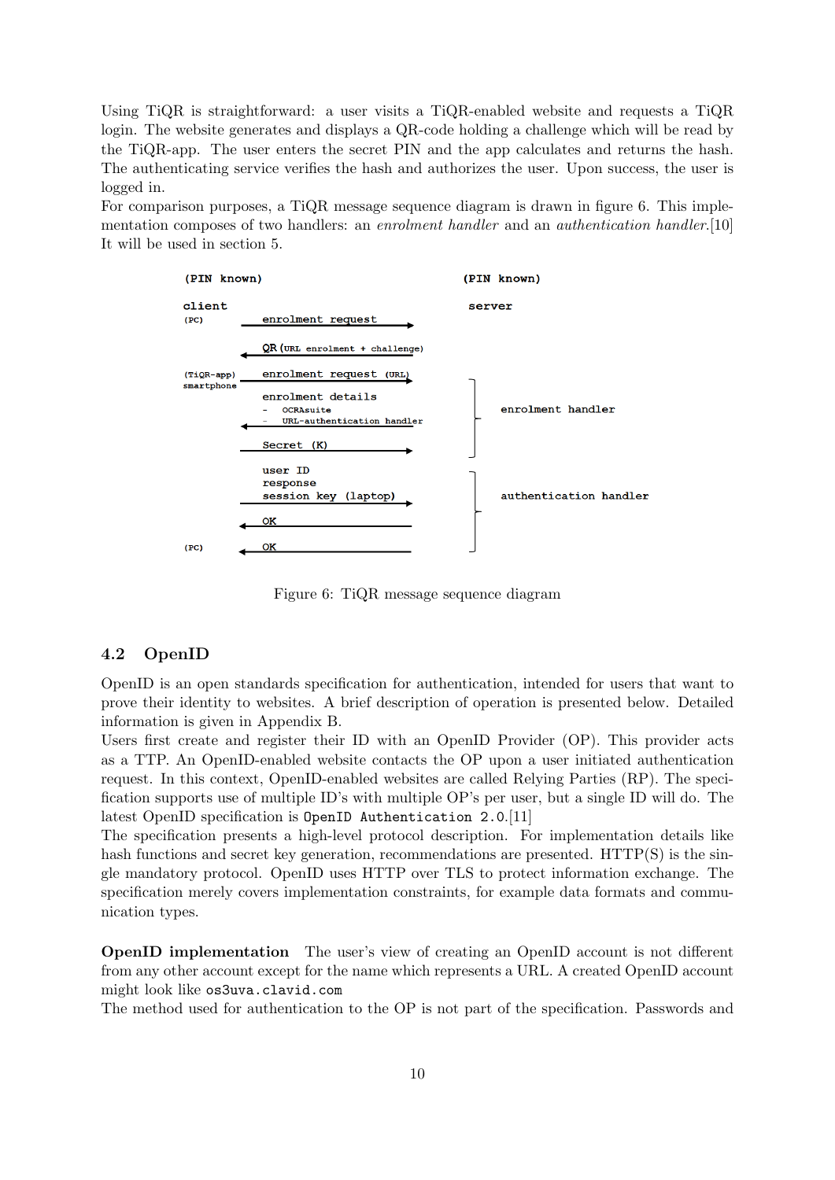Using TiQR is straightforward: a user visits a TiQR-enabled website and requests a TiQR login. The website generates and displays a QR-code holding a challenge which will be read by the TiQR-app. The user enters the secret PIN and the app calculates and returns the hash. The authenticating service verifies the hash and authorizes the user. Upon success, the user is logged in.
For comparison purposes, a TiQR message sequence diagram is drawn in figure 6. This implementation composes of two handlers: an *enrolment handler* and an *authentication handler*.[10] It will be used in section 5.

(PIN known)

(PIN known)

client

server

(PC)

enrolment request

QR (URL enrolment + challenge)

(TiQR-app) smartphone

enrolment request (URL)

enrolment details

- OCRAsuite

- URL-authentication handler

enrolment handler

Secret (K)

user ID

response

session key (laptop)

authentication handler

OK

(PC)

OK

Figure 6: TiQR message sequence diagram

## 4.2 OpenID

OpenID is an open standards specification for authentication, intended for users that want to prove their identity to websites. A brief description of operation is presented below. Detailed information is given in Appendix B.
Users first create and register their ID with an OpenID Provider (OP). This provider acts as a TTP. An OpenID-enabled website contacts the OP upon a user initiated authentication request. In this context, OpenID-enabled websites are called Relying Parties (RP). The specification supports use of multiple ID's with multiple OP's per user, but a single ID will do. The latest OpenID specification is `OpenID Authentication 2.0`.[11]
The specification presents a high-level protocol description. For implementation details like hash functions and secret key generation, recommendations are presented. HTTP(S) is the single mandatory protocol. OpenID uses HTTP over TLS to protect information exchange. The specification merely covers implementation constraints, for example data formats and communication types.

**OpenID implementation** The user's view of creating an OpenID account is not different from any other account except for the name which represents a URL. A created OpenID account might look like `os3uva.clavid.com`
The method used for authentication to the OP is not part of the specification. Passwords and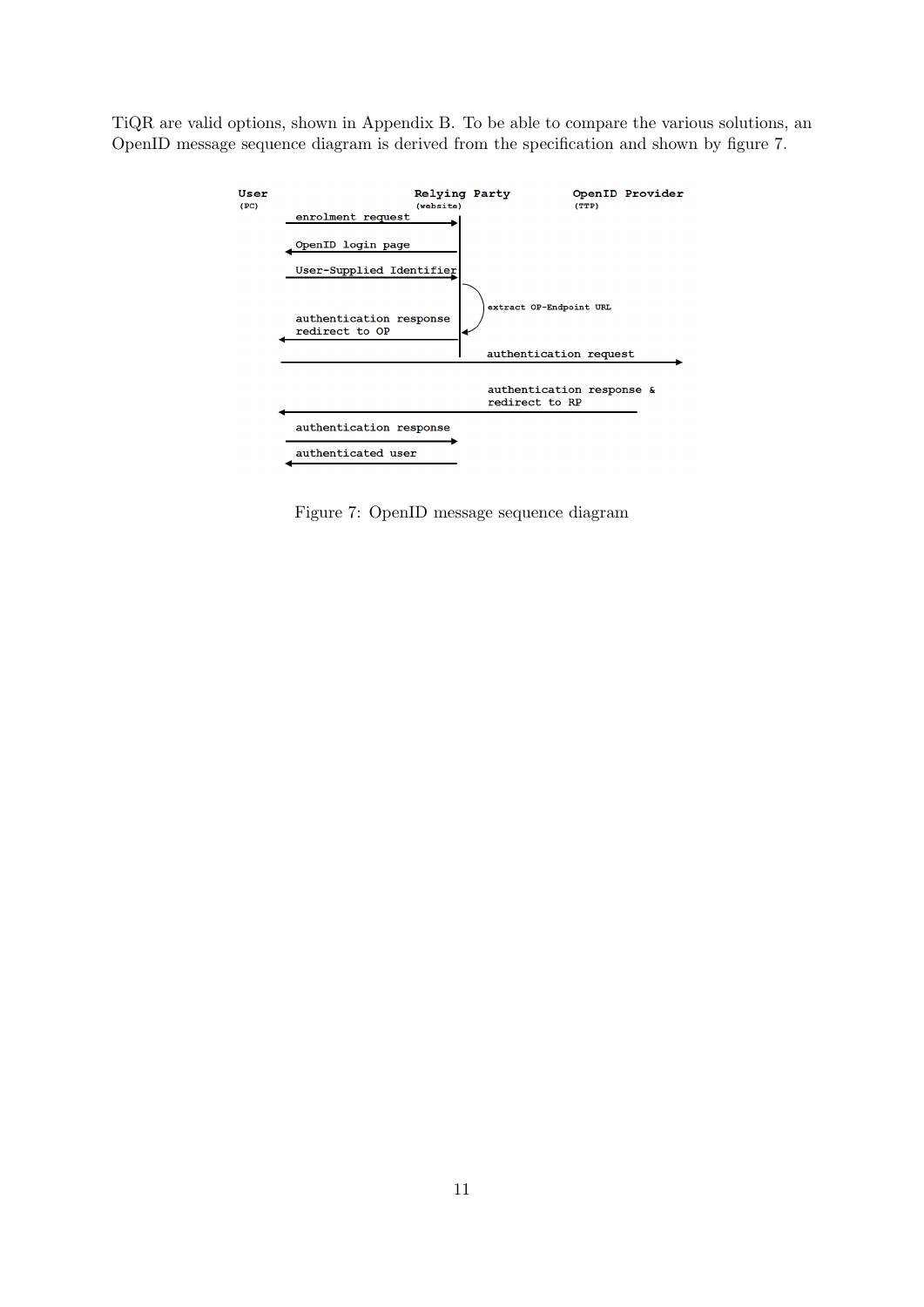TiQR are valid options, shown in Appendix B. To be able to compare the various solutions, an OpenID message sequence diagram is derived from the specification and shown by figure 7.

Figure 7: OpenID message sequence diagram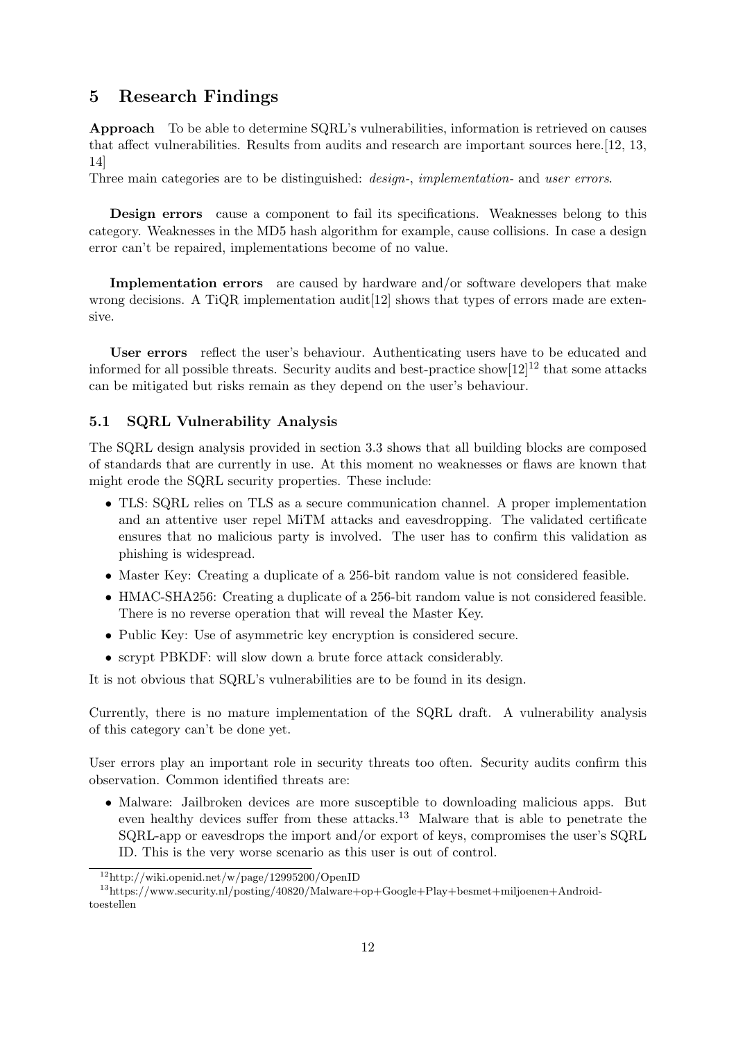## 5 Research Findings

**Approach** To be able to determine SQRL's vulnerabilities, information is retrieved on causes that affect vulnerabilities. Results from audits and research are important sources here.[12, 13, 14]

Three main categories are to be distinguished: *design-*, *implementation-* and *user errors*.

**Design errors** cause a component to fail its specifications. Weaknesses belong to this category. Weaknesses in the MD5 hash algorithm for example, cause collisions. In case a design error can't be repaired, implementations become of no value.

**Implementation errors** are caused by hardware and/or software developers that make wrong decisions. A TiQR implementation audit[12] shows that types of errors made are extensive.

**User errors** reflect the user's behaviour. Authenticating users have to be educated and informed for all possible threats. Security audits and best-practice show[12][12] that some attacks can be mitigated but risks remain as they depend on the user's behaviour.

### 5.1 SQRL Vulnerability Analysis

The SQRL design analysis provided in section 3.3 shows that all building blocks are composed of standards that are currently in use. At this moment no weaknesses or flaws are known that might erode the SQRL security properties. These include:

- TLS: SQRL relies on TLS as a secure communication channel. A proper implementation and an attentive user repel MiTM attacks and eavesdropping. The validated certificate ensures that no malicious party is involved. The user has to confirm this validation as phishing is widespread.
- Master Key: Creating a duplicate of a 256-bit random value is not considered feasible.
- HMAC-SHA256: Creating a duplicate of a 256-bit random value is not considered feasible. There is no reverse operation that will reveal the Master Key.
- Public Key: Use of asymmetric key encryption is considered secure.
- scrypt PBKDF: will slow down a brute force attack considerably.

It is not obvious that SQRL's vulnerabilities are to be found in its design.

Currently, there is no mature implementation of the SQRL draft. A vulnerability analysis of this category can't be done yet.

User errors play an important role in security threats too often. Security audits confirm this observation. Common identified threats are:

- Malware: Jailbroken devices are more susceptible to downloading malicious apps. But even healthy devices suffer from these attacks.[13] Malware that is able to penetrate the SQRL-app or eavesdrops the import and/or export of keys, compromises the user's SQRL ID. This is the very worse scenario as this user is out of control.

[12] http://wiki.openid.net/w/page/12995200/OpenID

[13] https://www.security.nl/posting/40820/Malware+op+Google+Play+besmet+miljoenen+Android-toestellen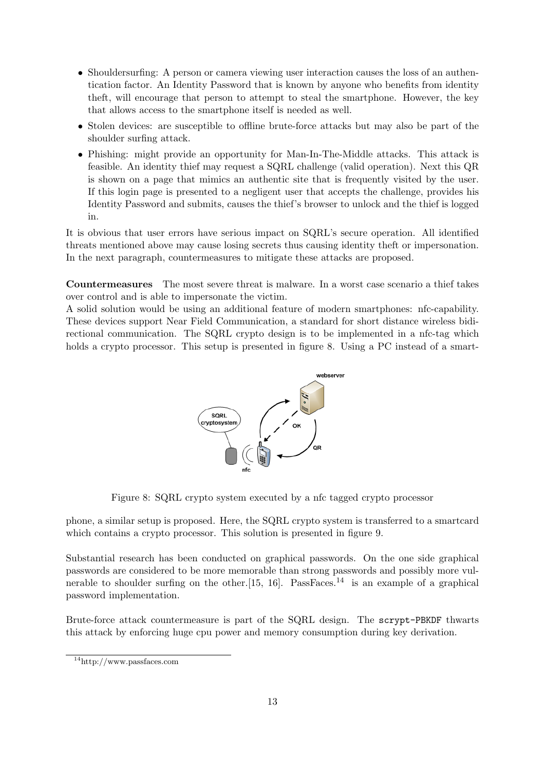- Shouldersurfing: A person or camera viewing user interaction causes the loss of an authentication factor. An Identity Password that is known by anyone who benefits from identity theft, will encourage that person to attempt to steal the smartphone. However, the key that allows access to the smartphone itself is needed as well.
- Stolen devices: are susceptible to offline brute-force attacks but may also be part of the shoulder surfing attack.
- Phishing: might provide an opportunity for Man-In-The-Middle attacks. This attack is feasible. An identity thief may request a SQRL challenge (valid operation). Next this QR is shown on a page that mimics an authentic site that is frequently visited by the user. If this login page is presented to a negligent user that accepts the challenge, provides his Identity Password and submits, causes the thief's browser to unlock and the thief is logged in.

It is obvious that user errors have serious impact on SQRL's secure operation. All identified threats mentioned above may cause losing secrets thus causing identity theft or impersonation. In the next paragraph, countermeasures to mitigate these attacks are proposed.

**Countermeasures** The most severe threat is malware. In a worst case scenario a thief takes over control and is able to impersonate the victim.
A solid solution would be using an additional feature of modern smartphones: nfc-capability. These devices support Near Field Communication, a standard for short distance wireless bidirectional communication. The SQRL crypto design is to be implemented in a nfc-tag which holds a crypto processor. This setup is presented in figure 8. Using a PC instead of a smartphone, a similar setup is proposed. Here, the SQRL crypto system is transferred to a smartcard which contains a crypto processor. This solution is presented in figure 9.

webserver

SQRL cryptosystem

OK

QR

nfc

Figure 8: SQRL crypto system executed by a nfc tagged crypto processor

Substantial research has been conducted on graphical passwords. On the one side graphical passwords are considered to be more memorable than strong passwords and possibly more vulnerable to shoulder surfing on the other.[15, 16]. PassFaces.[14] is an example of a graphical password implementation.

Brute-force attack countermeasure is part of the SQRL design. The `scrypt-PBKDF` thwarts this attack by enforcing huge cpu power and memory consumption during key derivation.

[14] http://www.passfaces.com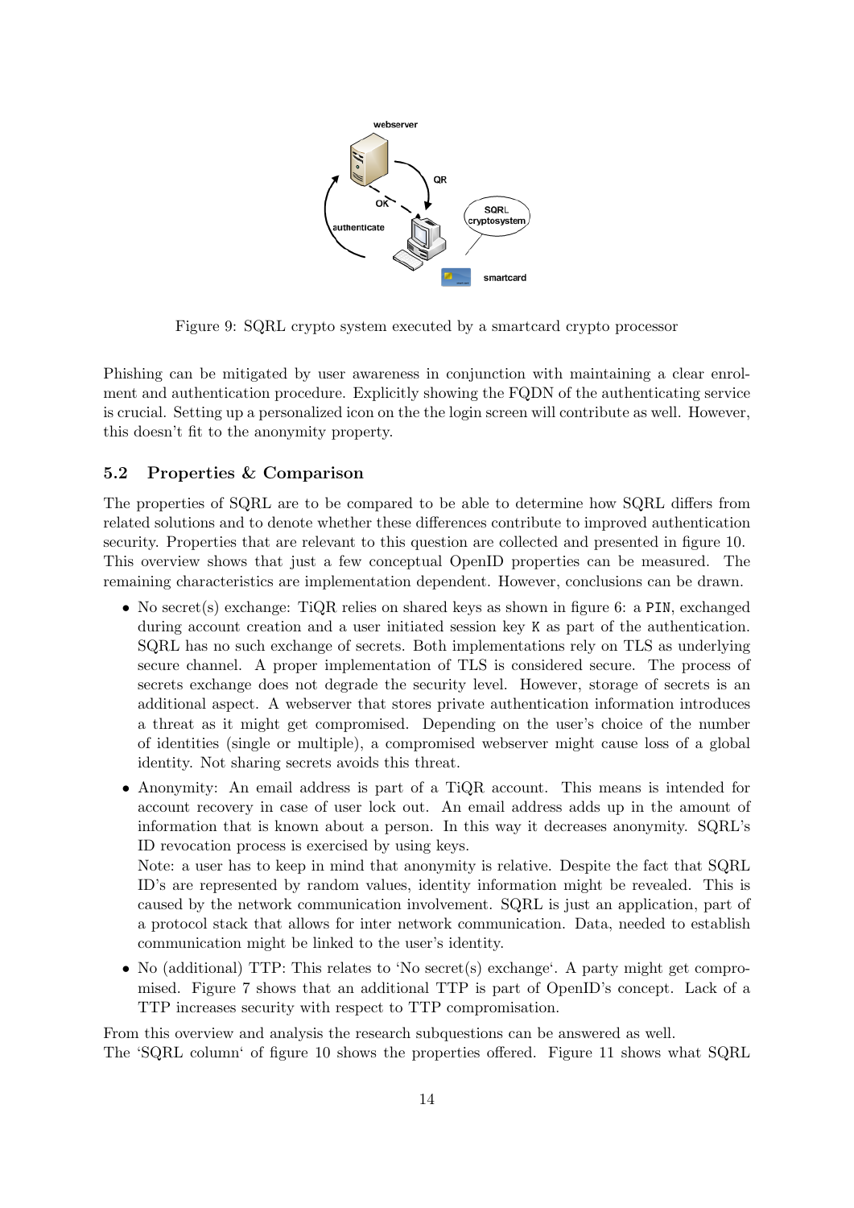Figure 9: SQRL crypto system executed by a smartcard crypto processor

Phishing can be mitigated by user awareness in conjunction with maintaining a clear enrolment and authentication procedure. Explicitly showing the FQDN of the authenticating service is crucial. Setting up a personalized icon on the the login screen will contribute as well. However, this doesn't fit to the anonymity property.

### 5.2 Properties & Comparison

The properties of SQRL are to be compared to be able to determine how SQRL differs from related solutions and to denote whether these differences contribute to improved authentication security. Properties that are relevant to this question are collected and presented in figure 10. This overview shows that just a few conceptual OpenID properties can be measured. The remaining characteristics are implementation dependent. However, conclusions can be drawn.

- No secret(s) exchange: TiQR relies on shared keys as shown in figure 6: a `PIN`, exchanged during account creation and a user initiated session key `K` as part of the authentication. SQRL has no such exchange of secrets. Both implementations rely on TLS as underlying secure channel. A proper implementation of TLS is considered secure. The process of secrets exchange does not degrade the security level. However, storage of secrets is an additional aspect. A webserver that stores private authentication information introduces a threat as it might get compromised. Depending on the user's choice of the number of identities (single or multiple), a compromised webserver might cause loss of a global identity. Not sharing secrets avoids this threat.
- Anonymity: An email address is part of a TiQR account. This means is intended for account recovery in case of user lock out. An email address adds up in the amount of information that is known about a person. In this way it decreases anonymity. SQRL's ID revocation process is exercised by using keys.
  Note: a user has to keep in mind that anonymity is relative. Despite the fact that SQRL ID's are represented by random values, identity information might be revealed. This is caused by the network communication involvement. SQRL is just an application, part of a protocol stack that allows for inter network communication. Data, needed to establish communication might be linked to the user's identity.
- No (additional) TTP: This relates to 'No secret(s) exchange'. A party might get compromised. Figure 7 shows that an additional TTP is part of OpenID's concept. Lack of a TTP increases security with respect to TTP compromisation.

From this overview and analysis the research subquestions can be answered as well.
The 'SQRL column' of figure 10 shows the properties offered. Figure 11 shows what SQRL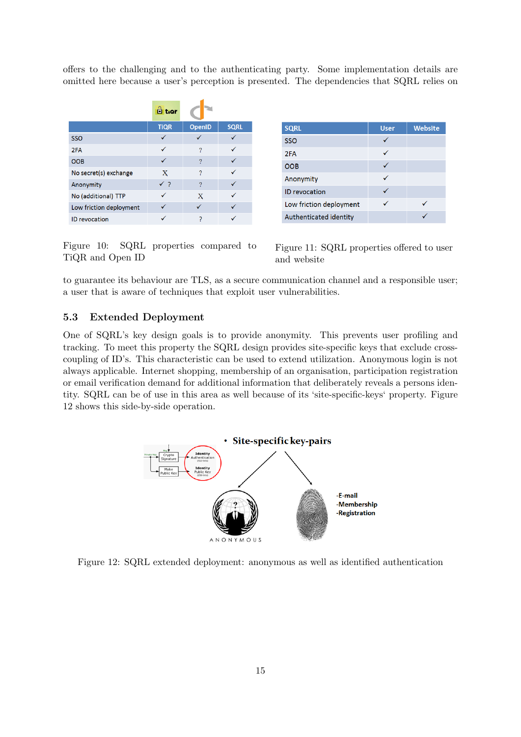offers to the challenging and to the authenticating party. Some implementation details are omitted here because a user's perception is presented. The dependencies that SQRL relies on

| | TiQR | OpenID | SQRL |
|---|---|---|---|
| SSO | ✓ | ✓ | ✓ |
| 2FA | ✓ | ? | ✓ |
| OOB | ✓ | ? | ✓ |
| No secret(s) exchange | X | ? | ✓ |
| Anonymity | ✓ ? | ? | ✓ |
| No (additional) TTP | ✓ | X | ✓ |
| Low friction deployment | ✓ | ✓ | ✓ |
| ID revocation | ✓ | ? | ✓ |

Figure 10: SQRL properties compared to TiQR and Open ID

| SQRL | User | Website |
|---|---|---|
| SSO | ✓ | |
| 2FA | ✓ | |
| OOB | ✓ | |
| Anonymity | ✓ | |
| ID revocation | ✓ | |
| Low friction deployment | ✓ | ✓ |
| Authenticated identity | | ✓ |

Figure 11: SQRL properties offered to user and website

to guarantee its behaviour are TLS, as a secure communication channel and a responsible user; a user that is aware of techniques that exploit user vulnerabilities.

## 5.3 Extended Deployment

One of SQRL's key design goals is to provide anonymity. This prevents user profiling and tracking. To meet this property the SQRL design provides site-specific keys that exclude cross-coupling of ID's. This characteristic can be used to extend utilization. Anonymous login is not always applicable. Internet shopping, membership of an organisation, participation registration or email verification demand for additional information that deliberately reveals a persons identity. SQRL can be of use in this area as well because of its 'site-specific-keys' property. Figure 12 shows this side-by-side operation.

• Site-specific key-pairs

ANONYMOUS

-E-mail
-Membership
-Registration

Figure 12: SQRL extended deployment: anonymous as well as identified authentication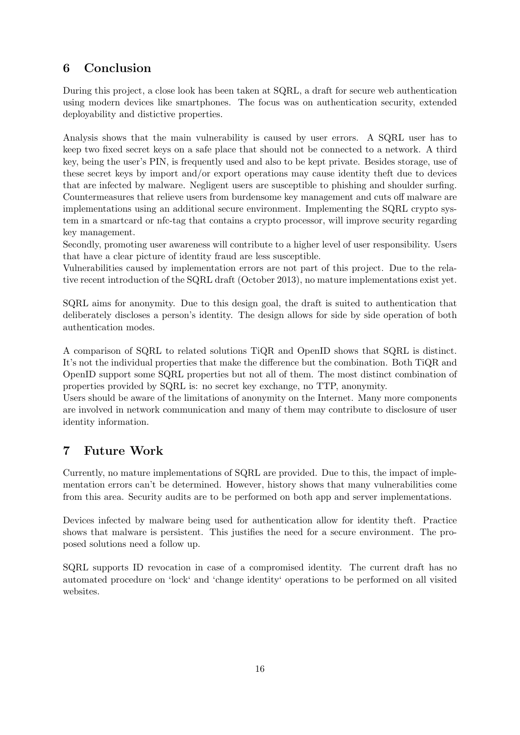## 6 Conclusion

During this project, a close look has been taken at SQRL, a draft for secure web authentication using modern devices like smartphones. The focus was on authentication security, extended deployability and distictive properties.

Analysis shows that the main vulnerability is caused by user errors. A SQRL user has to keep two fixed secret keys on a safe place that should not be connected to a network. A third key, being the user's PIN, is frequently used and also to be kept private. Besides storage, use of these secret keys by import and/or export operations may cause identity theft due to devices that are infected by malware. Negligent users are susceptible to phishing and shoulder surfing. Countermeasures that relieve users from burdensome key management and cuts off malware are implementations using an additional secure environment. Implementing the SQRL crypto system in a smartcard or nfc-tag that contains a crypto processor, will improve security regarding key management.
Secondly, promoting user awareness will contribute to a higher level of user responsibility. Users that have a clear picture of identity fraud are less susceptible.
Vulnerabilities caused by implementation errors are not part of this project. Due to the relative recent introduction of the SQRL draft (October 2013), no mature implementations exist yet.

SQRL aims for anonymity. Due to this design goal, the draft is suited to authentication that deliberately discloses a person's identity. The design allows for side by side operation of both authentication modes.

A comparison of SQRL to related solutions TiQR and OpenID shows that SQRL is distinct. It's not the individual properties that make the difference but the combination. Both TiQR and OpenID support some SQRL properties but not all of them. The most distinct combination of properties provided by SQRL is: no secret key exchange, no TTP, anonymity.
Users should be aware of the limitations of anonymity on the Internet. Many more components are involved in network communication and many of them may contribute to disclosure of user identity information.

## 7 Future Work

Currently, no mature implementations of SQRL are provided. Due to this, the impact of implementation errors can't be determined. However, history shows that many vulnerabilities come from this area. Security audits are to be performed on both app and server implementations.

Devices infected by malware being used for authentication allow for identity theft. Practice shows that malware is persistent. This justifies the need for a secure environment. The proposed solutions need a follow up.

SQRL supports ID revocation in case of a compromised identity. The current draft has no automated procedure on 'lock' and 'change identity' operations to be performed on all visited websites.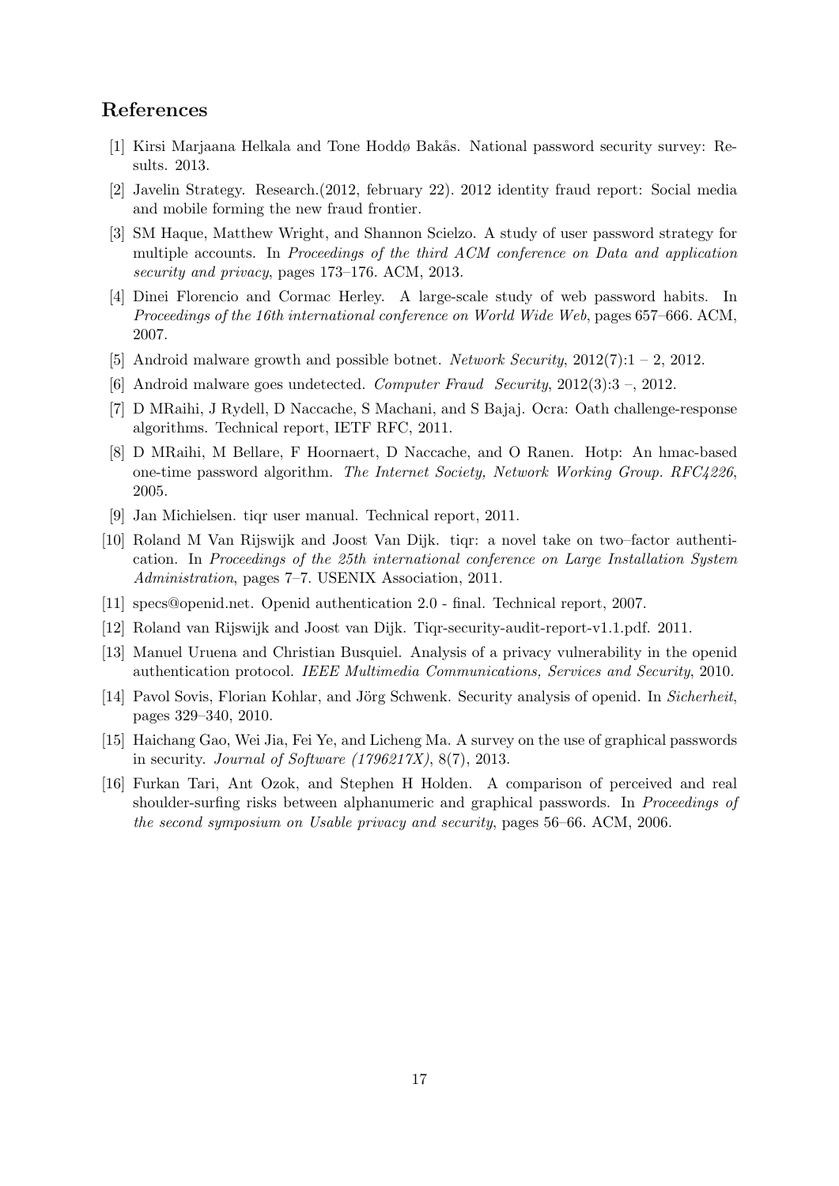## References

[1] Kirsi Marjaana Helkala and Tone Hoddø Bakås. National password security survey: Results. 2013.

[2] Javelin Strategy. Research.(2012, february 22). 2012 identity fraud report: Social media and mobile forming the new fraud frontier.

[3] SM Haque, Matthew Wright, and Shannon Scielzo. A study of user password strategy for multiple accounts. In *Proceedings of the third ACM conference on Data and application security and privacy*, pages 173–176. ACM, 2013.

[4] Dinei Florencio and Cormac Herley. A large-scale study of web password habits. In *Proceedings of the 16th international conference on World Wide Web*, pages 657–666. ACM, 2007.

[5] Android malware growth and possible botnet. *Network Security*, 2012(7):1 – 2, 2012.

[6] Android malware goes undetected. *Computer Fraud Security*, 2012(3):3 –, 2012.

[7] D MRaihi, J Rydell, D Naccache, S Machani, and S Bajaj. Ocra: Oath challenge-response algorithms. Technical report, IETF RFC, 2011.

[8] D MRaihi, M Bellare, F Hoornaert, D Naccache, and O Ranen. Hotp: An hmac-based one-time password algorithm. *The Internet Society, Network Working Group. RFC4226*, 2005.

[9] Jan Michielsen. tiqr user manual. Technical report, 2011.

[10] Roland M Van Rijswijk and Joost Van Dijk. tiqr: a novel take on two–factor authentication. In *Proceedings of the 25th international conference on Large Installation System Administration*, pages 7–7. USENIX Association, 2011.

[11] specs@openid.net. Openid authentication 2.0 - final. Technical report, 2007.

[12] Roland van Rijswijk and Joost van Dijk. Tiqr-security-audit-report-v1.1.pdf. 2011.

[13] Manuel Uruena and Christian Busquiel. Analysis of a privacy vulnerability in the openid authentication protocol. *IEEE Multimedia Communications, Services and Security*, 2010.

[14] Pavol Sovis, Florian Kohlar, and Jörg Schwenk. Security analysis of openid. In *Sicherheit*, pages 329–340, 2010.

[15] Haichang Gao, Wei Jia, Fei Ye, and Licheng Ma. A survey on the use of graphical passwords in security. *Journal of Software (1796217X)*, 8(7), 2013.

[16] Furkan Tari, Ant Ozok, and Stephen H Holden. A comparison of perceived and real shoulder-surfing risks between alphanumeric and graphical passwords. In *Proceedings of the second symposium on Usable privacy and security*, pages 56–66. ACM, 2006.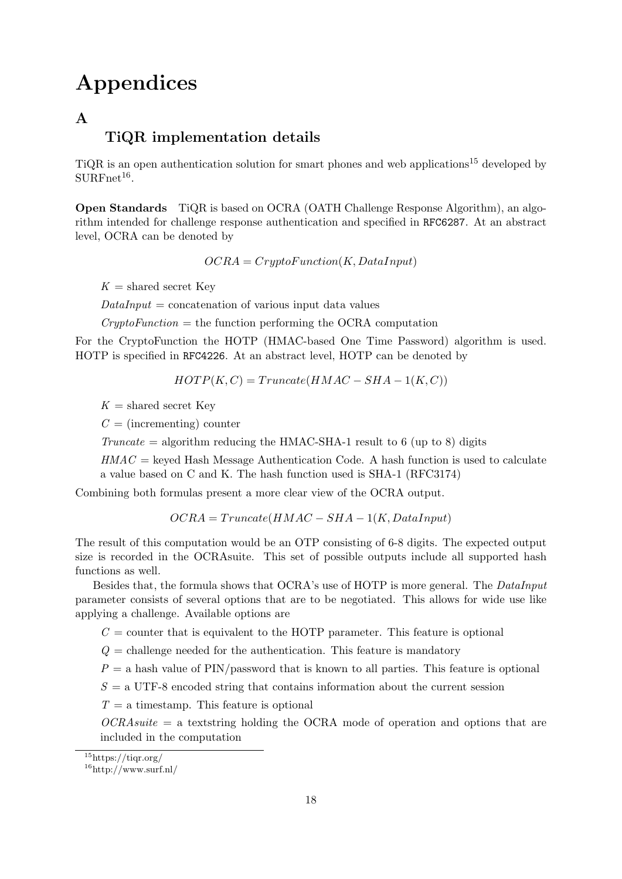# Appendices

## A TiQR implementation details

TiQR is an open authentication solution for smart phones and web applications[15] developed by SURFnet[16].

**Open Standards** TiQR is based on OCRA (OATH Challenge Response Algorithm), an algorithm intended for challenge response authentication and specified in `RFC6287`. At an abstract level, OCRA can be denoted by

$$OCRA = CryptoFunction(K, DataInput)$$

$K$ = shared secret Key

*DataInput* = concatenation of various input data values

*CryptoFunction* = the function performing the OCRA computation

For the CryptoFunction the HOTP (HMAC-based One Time Password) algorithm is used. HOTP is specified in `RFC4226`. At an abstract level, HOTP can be denoted by

$$HOTP(K, C) = Truncate(HMAC - SHA - 1(K, C))$$

$K$ = shared secret Key

$C$ = (incrementing) counter

*Truncate* = algorithm reducing the HMAC-SHA-1 result to 6 (up to 8) digits

*HMAC* = keyed Hash Message Authentication Code. A hash function is used to calculate a value based on C and K. The hash function used is SHA-1 (RFC3174)

Combining both formulas present a more clear view of the OCRA output.

$$OCRA = Truncate(HMAC - SHA - 1(K, DataInput)$$

The result of this computation would be an OTP consisting of 6-8 digits. The expected output size is recorded in the OCRAsuite. This set of possible outputs include all supported hash functions as well.

Besides that, the formula shows that OCRA's use of HOTP is more general. The *DataInput* parameter consists of several options that are to be negotiated. This allows for wide use like applying a challenge. Available options are

$C$ = counter that is equivalent to the HOTP parameter. This feature is optional

$Q$ = challenge needed for the authentication. This feature is mandatory

$P$ = a hash value of PIN/password that is known to all parties. This feature is optional

$S$ = a UTF-8 encoded string that contains information about the current session

$T$ = a timestamp. This feature is optional

*OCRAsuite* = a textstring holding the OCRA mode of operation and options that are included in the computation

[15] https://tiqr.org/

[16] http://www.surf.nl/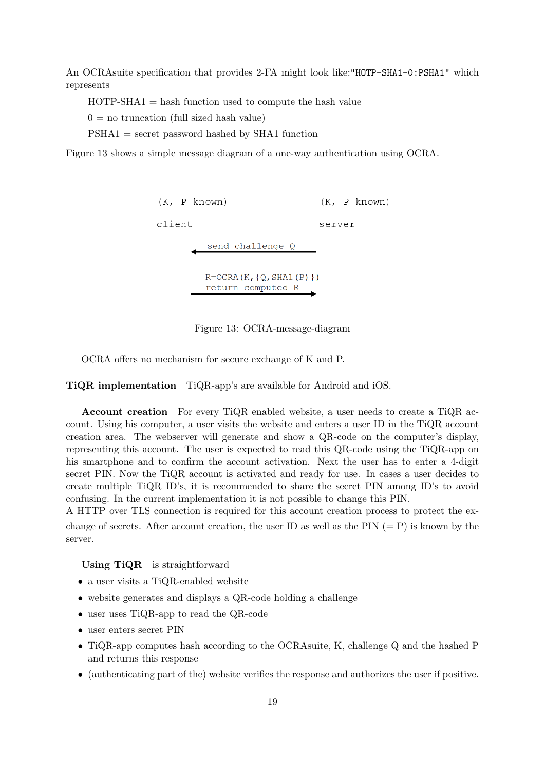An OCRAsuite specification that provides 2-FA might look like:`"HOTP-SHA1-0:PSHA1"` which represents

HOTP-SHA1 = hash function used to compute the hash value

0 = no truncation (full sized hash value)

PSHA1 = secret password hashed by SHA1 function

Figure 13 shows a simple message diagram of a one-way authentication using OCRA.

```
(K, P known)                    (K, P known)

client                          server

        send challenge Q
      <---------------------------

        R=OCRA(K,{Q,SHA1(P)})
        return computed R
      --------------------------->
```

Figure 13: OCRA-message-diagram

OCRA offers no mechanism for secure exchange of K and P.

**TiQR implementation** TiQR-app's are available for Android and iOS.

**Account creation** For every TiQR enabled website, a user needs to create a TiQR account. Using his computer, a user visits the website and enters a user ID in the TiQR account creation area. The webserver will generate and show a QR-code on the computer's display, representing this account. The user is expected to read this QR-code using the TiQR-app on his smartphone and to confirm the account activation. Next the user has to enter a 4-digit secret PIN. Now the TiQR account is activated and ready for use. In cases a user decides to create multiple TiQR ID's, it is recommended to share the secret PIN among ID's to avoid confusing. In the current implementation it is not possible to change this PIN.
A HTTP over TLS connection is required for this account creation process to protect the exchange of secrets. After account creation, the user ID as well as the PIN (= P) is known by the server.

**Using TiQR** is straightforward

- a user visits a TiQR-enabled website
- website generates and displays a QR-code holding a challenge
- user uses TiQR-app to read the QR-code
- user enters secret PIN
- TiQR-app computes hash according to the OCRAsuite, K, challenge Q and the hashed P and returns this response
- (authenticating part of the) website verifies the response and authorizes the user if positive.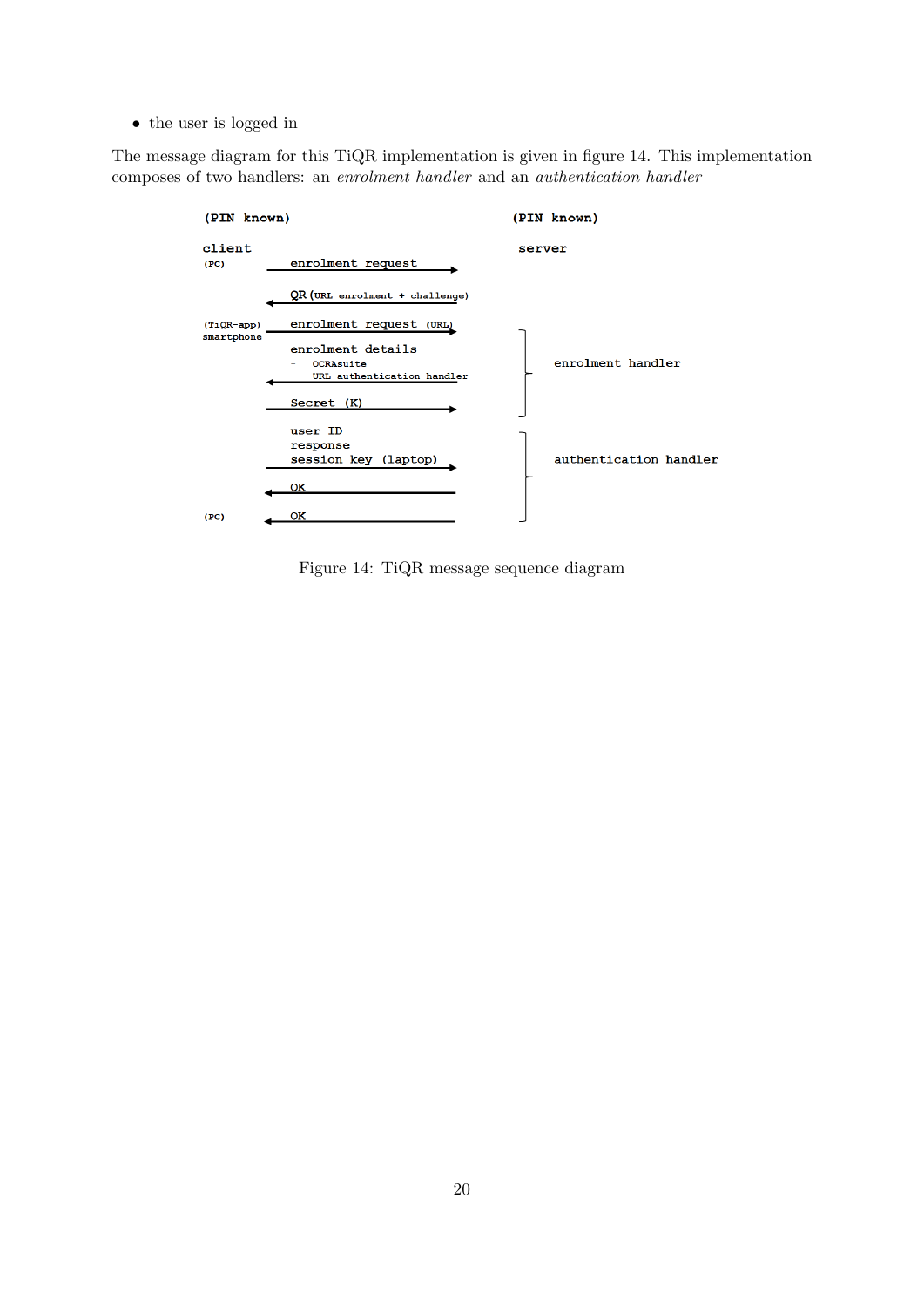- the user is logged in

The message diagram for this TiQR implementation is given in figure 14. This implementation composes of two handlers: an *enrolment handler* and an *authentication handler*

(PIN known)

(PIN known)

client

(PC)

server

enrolment request

QR (URL enrolment + challenge)

(TiQR-app)
smartphone

enrolment request (URL)

enrolment details
- OCRAsuite
- URL-authentication handler

enrolment handler

Secret (K)

user ID
response
session key (laptop)

authentication handler

OK

(PC)

OK

Figure 14: TiQR message sequence diagram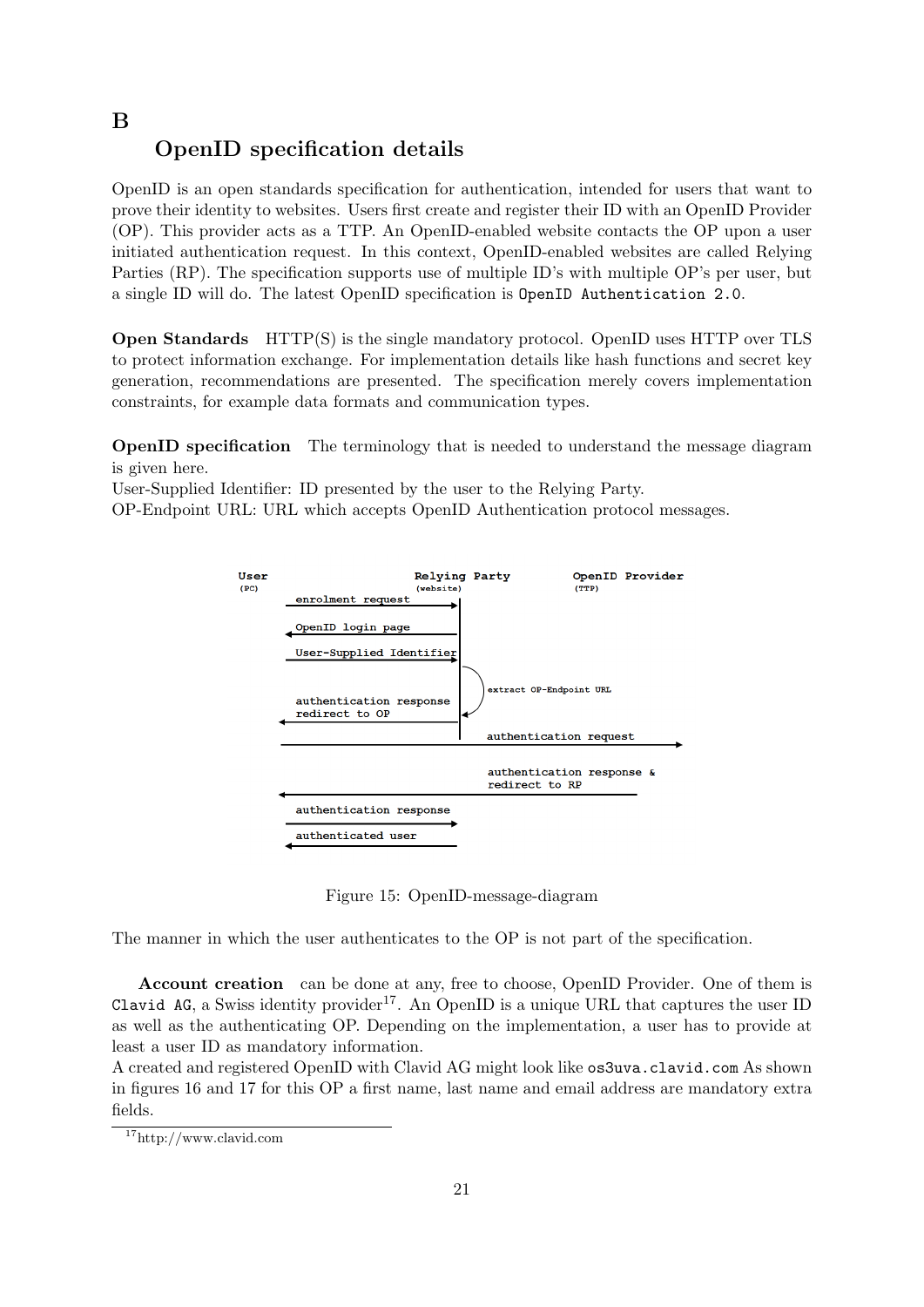# B OpenID specification details

OpenID is an open standards specification for authentication, intended for users that want to prove their identity to websites. Users first create and register their ID with an OpenID Provider (OP). This provider acts as a TTP. An OpenID-enabled website contacts the OP upon a user initiated authentication request. In this context, OpenID-enabled websites are called Relying Parties (RP). The specification supports use of multiple ID's with multiple OP's per user, but a single ID will do. The latest OpenID specification is `OpenID Authentication 2.0`.

**Open Standards** HTTP(S) is the single mandatory protocol. OpenID uses HTTP over TLS to protect information exchange. For implementation details like hash functions and secret key generation, recommendations are presented. The specification merely covers implementation constraints, for example data formats and communication types.

**OpenID specification** The terminology that is needed to understand the message diagram is given here.
User-Supplied Identifier: ID presented by the user to the Relying Party.
OP-Endpoint URL: URL which accepts OpenID Authentication protocol messages.

User
(PC)
Relying Party
(website)
OpenID Provider
(TTP)
enrolment request
OpenID login page
User-Supplied Identifier
extract OP-Endpoint URL
authentication response
redirect to OP
authentication request
authentication response &
redirect to RP
authentication response
authenticated user

Figure 15: OpenID-message-diagram

The manner in which the user authenticates to the OP is not part of the specification.

**Account creation** can be done at any, free to choose, OpenID Provider. One of them is `Clavid AG`, a Swiss identity provider[17]. An OpenID is a unique URL that captures the user ID as well as the authenticating OP. Depending on the implementation, a user has to provide at least a user ID as mandatory information.
A created and registered OpenID with Clavid AG might look like `os3uva.clavid.com` As shown in figures 16 and 17 for this OP a first name, last name and email address are mandatory extra fields.

[17]http://www.clavid.com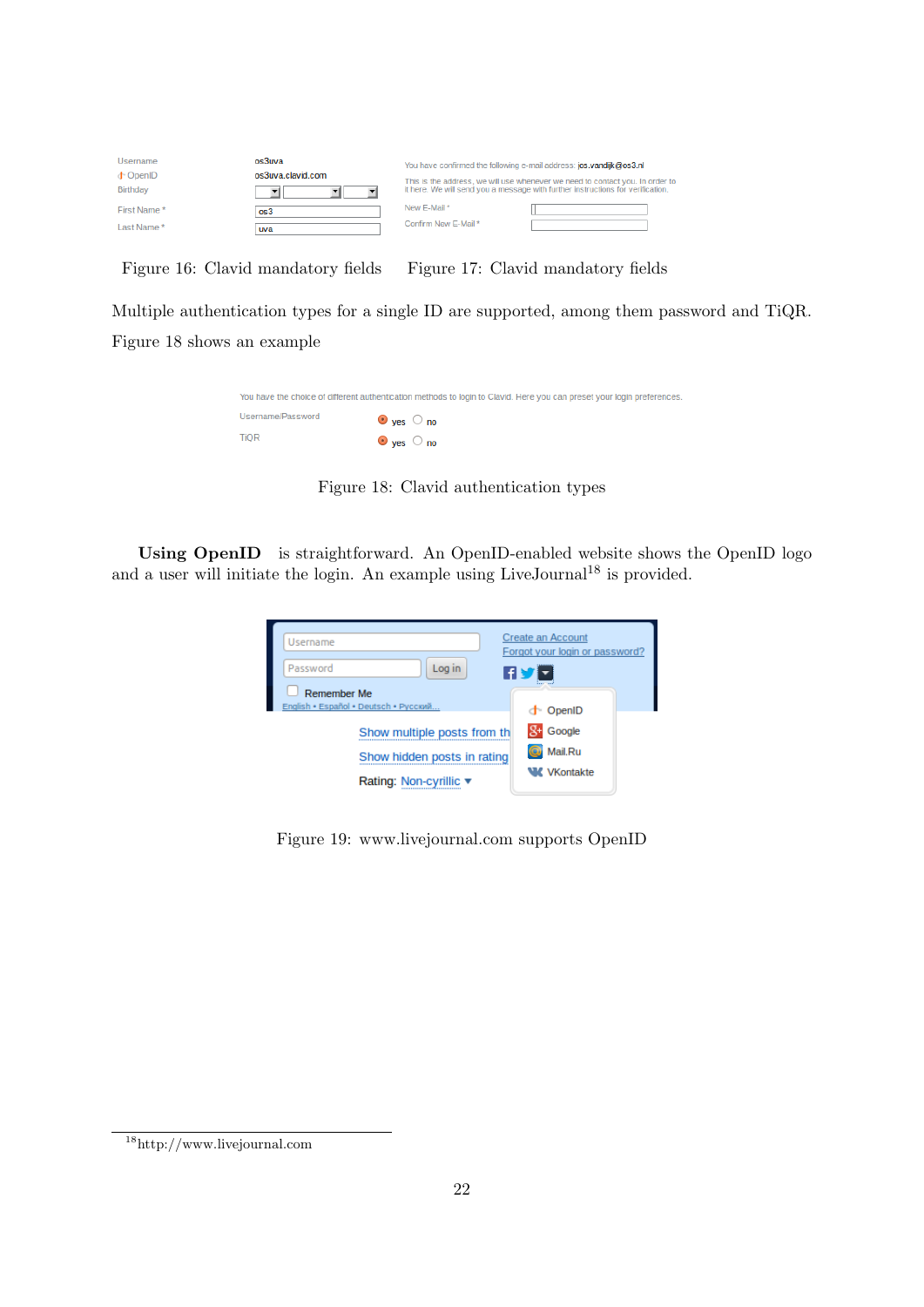Figure 16: Clavid mandatory fields

Figure 17: Clavid mandatory fields

Multiple authentication types for a single ID are supported, among them password and TiQR. Figure 18 shows an example

Figure 18: Clavid authentication types

**Using OpenID** is straightforward. An OpenID-enabled website shows the OpenID logo and a user will initiate the login. An example using LiveJournal[18] is provided.

Figure 19: www.livejournal.com supports OpenID

[18] http://www.livejournal.com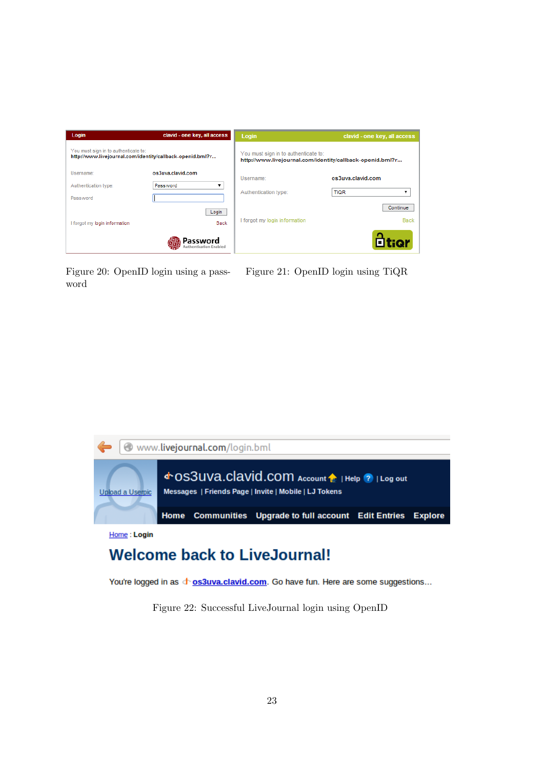Figure 20: OpenID login using a password

Figure 21: OpenID login using TiQR

Figure 22: Successful LiveJournal login using OpenID